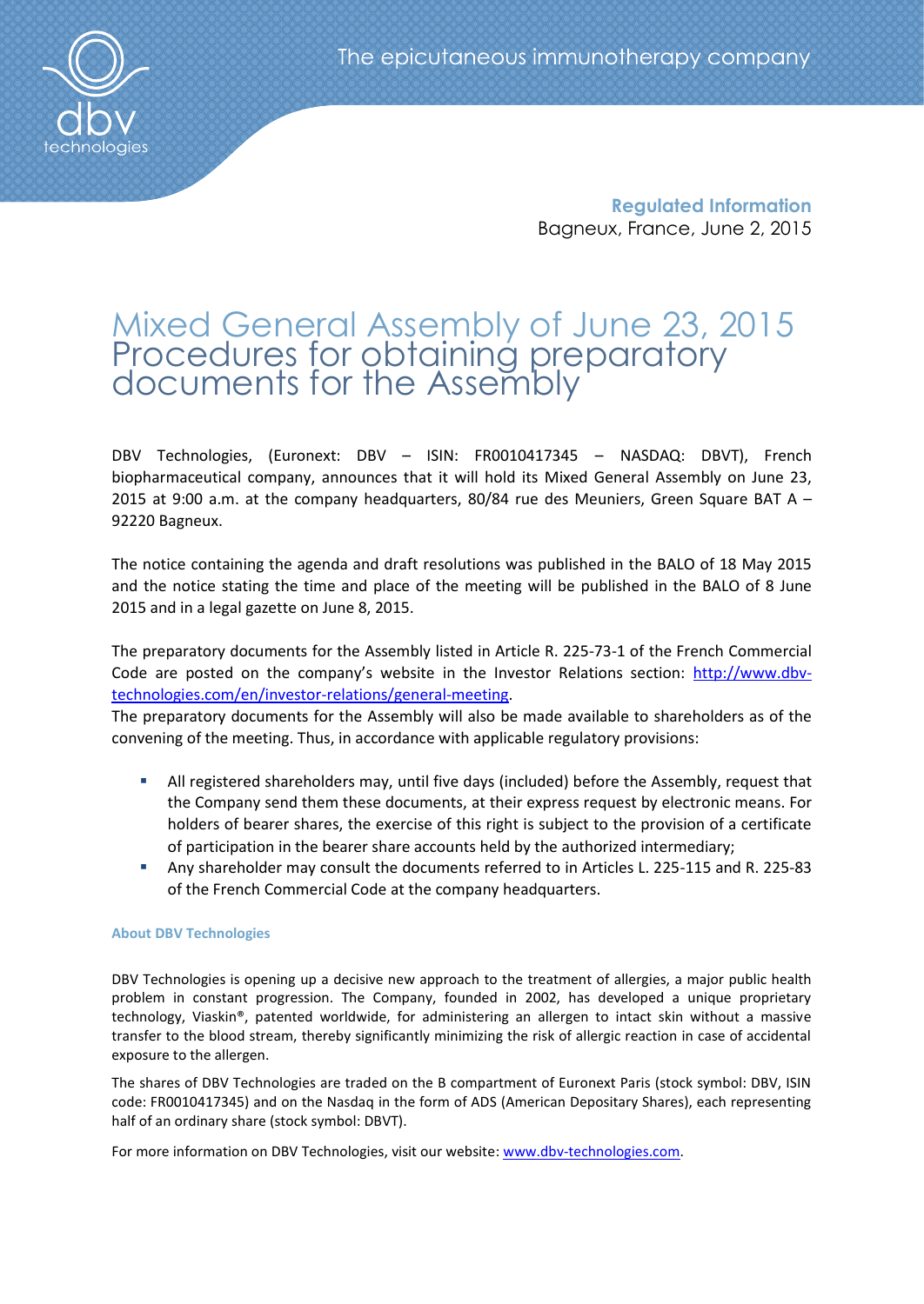The epicutaneous immunotherapy company

**Regulated Information**
Bagneux, France, June 2, 2015

# Mixed General Assembly of June 23, 2015
## Procedures for obtaining preparatory documents for the Assembly

DBV Technologies, (Euronext: DBV – ISIN: FR0010417345 – NASDAQ: DBVT), French biopharmaceutical company, announces that it will hold its Mixed General Assembly on June 23, 2015 at 9:00 a.m. at the company headquarters, 80/84 rue des Meuniers, Green Square BAT A – 92220 Bagneux.

The notice containing the agenda and draft resolutions was published in the BALO of 18 May 2015 and the notice stating the time and place of the meeting will be published in the BALO of 8 June 2015 and in a legal gazette on June 8, 2015.

The preparatory documents for the Assembly listed in Article R. 225-73-1 of the French Commercial Code are posted on the company's website in the Investor Relations section: http://www.dbv-technologies.com/en/investor-relations/general-meeting.
The preparatory documents for the Assembly will also be made available to shareholders as of the convening of the meeting. Thus, in accordance with applicable regulatory provisions:

- All registered shareholders may, until five days (included) before the Assembly, request that the Company send them these documents, at their express request by electronic means. For holders of bearer shares, the exercise of this right is subject to the provision of a certificate of participation in the bearer share accounts held by the authorized intermediary;
- Any shareholder may consult the documents referred to in Articles L. 225-115 and R. 225-83 of the French Commercial Code at the company headquarters.

### About DBV Technologies

DBV Technologies is opening up a decisive new approach to the treatment of allergies, a major public health problem in constant progression. The Company, founded in 2002, has developed a unique proprietary technology, Viaskin®, patented worldwide, for administering an allergen to intact skin without a massive transfer to the blood stream, thereby significantly minimizing the risk of allergic reaction in case of accidental exposure to the allergen.

The shares of DBV Technologies are traded on the B compartment of Euronext Paris (stock symbol: DBV, ISIN code: FR0010417345) and on the Nasdaq in the form of ADS (American Depositary Shares), each representing half of an ordinary share (stock symbol: DBVT).

For more information on DBV Technologies, visit our website: www.dbv-technologies.com.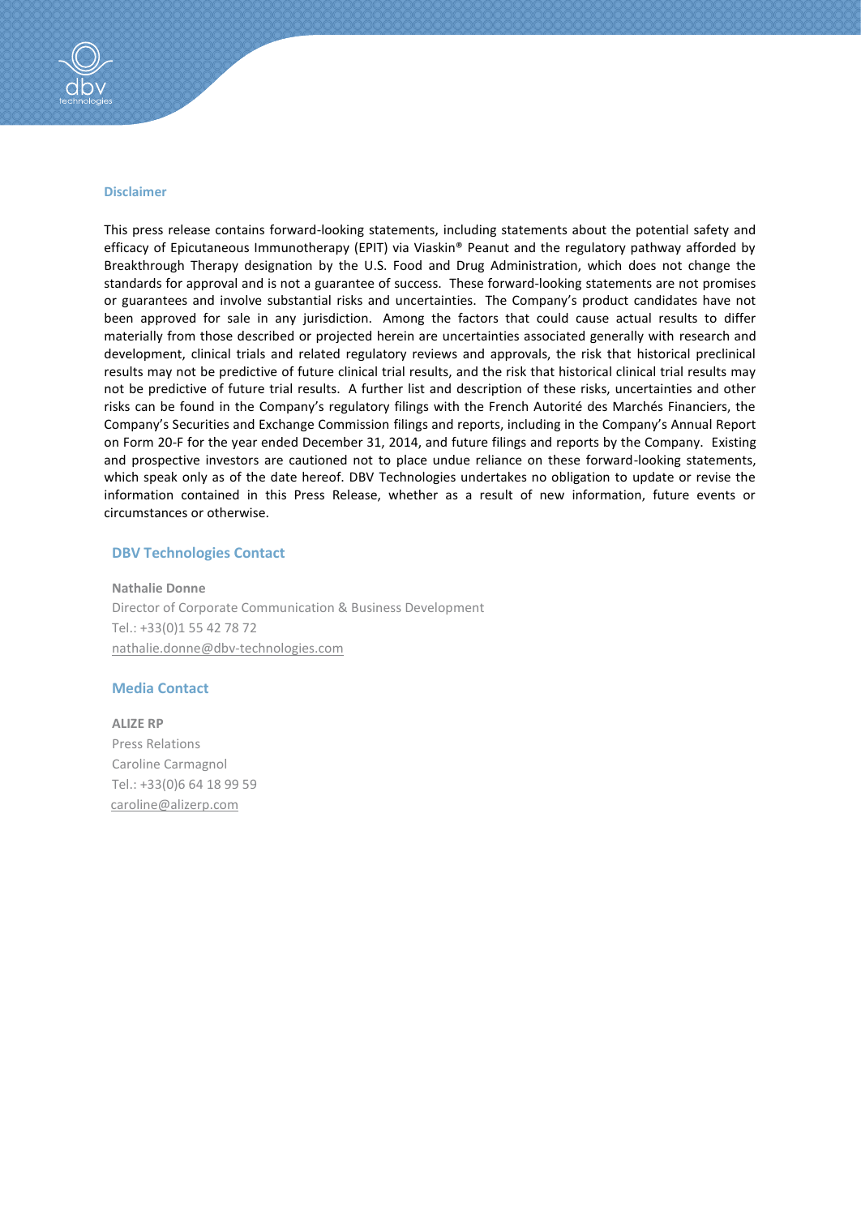## Disclaimer

This press release contains forward-looking statements, including statements about the potential safety and efficacy of Epicutaneous Immunotherapy (EPIT) via Viaskin® Peanut and the regulatory pathway afforded by Breakthrough Therapy designation by the U.S. Food and Drug Administration, which does not change the standards for approval and is not a guarantee of success. These forward-looking statements are not promises or guarantees and involve substantial risks and uncertainties. The Company's product candidates have not been approved for sale in any jurisdiction. Among the factors that could cause actual results to differ materially from those described or projected herein are uncertainties associated generally with research and development, clinical trials and related regulatory reviews and approvals, the risk that historical preclinical results may not be predictive of future clinical trial results, and the risk that historical clinical trial results may not be predictive of future trial results. A further list and description of these risks, uncertainties and other risks can be found in the Company's regulatory filings with the French Autorité des Marchés Financiers, the Company's Securities and Exchange Commission filings and reports, including in the Company's Annual Report on Form 20-F for the year ended December 31, 2014, and future filings and reports by the Company. Existing and prospective investors are cautioned not to place undue reliance on these forward-looking statements, which speak only as of the date hereof. DBV Technologies undertakes no obligation to update or revise the information contained in this Press Release, whether as a result of new information, future events or circumstances or otherwise.

## DBV Technologies Contact

**Nathalie Donne**
Director of Corporate Communication & Business Development
Tel.: +33(0)1 55 42 78 72
nathalie.donne@dbv-technologies.com

## Media Contact

**ALIZE RP**
Press Relations
Caroline Carmagnol
Tel.: +33(0)6 64 18 99 59
caroline@alizerp.com